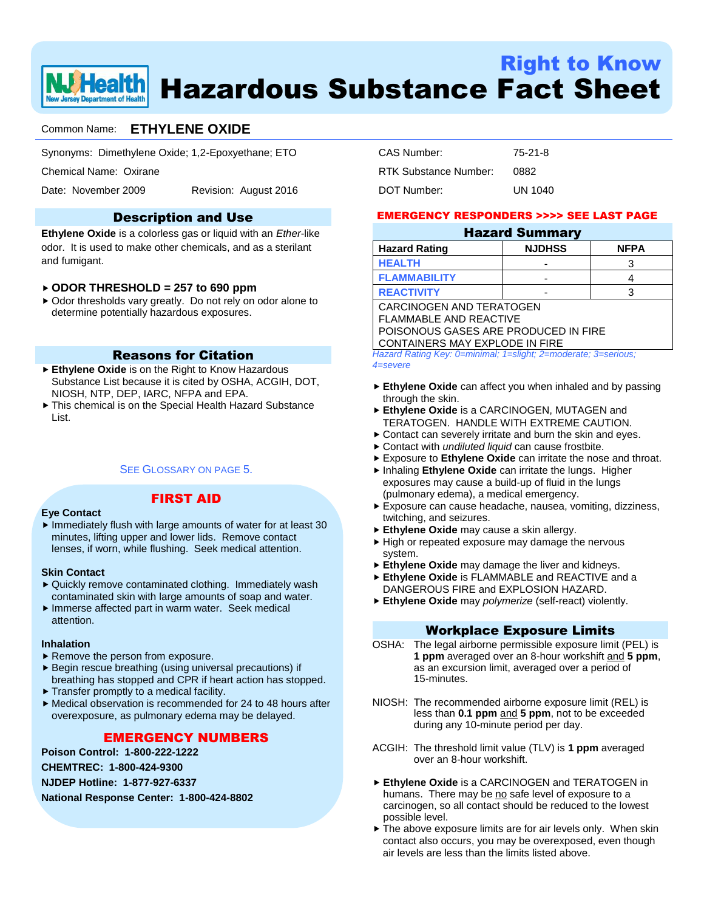# Right to Know Hazardous Substance Fact Sheet

NJ Health — New Jersey Department of Health

Common Name: **ETHYLENE OXIDE**

Synonyms: Dimethylene Oxide; 1,2-Epoxyethane; ETO

Chemical Name: Oxirane

Date: November 2009 Revision: August 2016

CAS Number: 75-21-8

RTK Substance Number: 0882

DOT Number: UN 1040

## Description and Use

**Ethylene Oxide** is a colorless gas or liquid with an *Ether*-like odor. It is used to make other chemicals, and as a sterilant and fumigant.

- **ODOR THRESHOLD = 257 to 690 ppm**
- Odor thresholds vary greatly. Do not rely on odor alone to determine potentially hazardous exposures.

## Reasons for Citation

- **Ethylene Oxide** is on the Right to Know Hazardous Substance List because it is cited by OSHA, ACGIH, DOT, NIOSH, NTP, DEP, IARC, NFPA and EPA.
- This chemical is on the Special Health Hazard Substance List.

SEE GLOSSARY ON PAGE 5.

## FIRST AID

**Eye Contact**

- Immediately flush with large amounts of water for at least 30 minutes, lifting upper and lower lids. Remove contact lenses, if worn, while flushing. Seek medical attention.

**Skin Contact**

- Quickly remove contaminated clothing. Immediately wash contaminated skin with large amounts of soap and water.
- Immerse affected part in warm water. Seek medical attention.

**Inhalation**

- Remove the person from exposure.
- Begin rescue breathing (using universal precautions) if breathing has stopped and CPR if heart action has stopped.
- Transfer promptly to a medical facility.
- Medical observation is recommended for 24 to 48 hours after overexposure, as pulmonary edema may be delayed.

## EMERGENCY NUMBERS

**Poison Control: 1-800-222-1222**

**CHEMTREC: 1-800-424-9300**

**NJDEP Hotline: 1-877-927-6337**

**National Response Center: 1-800-424-8802**

**EMERGENCY RESPONDERS >>>> SEE LAST PAGE**

## Hazard Summary

| Hazard Rating | NJDHSS | NFPA |
|---|---|---|
| HEALTH | - | 3 |
| FLAMMABILITY | - | 4 |
| REACTIVITY | - | 3 |

CARCINOGEN AND TERATOGEN
FLAMMABLE AND REACTIVE
POISONOUS GASES ARE PRODUCED IN FIRE
CONTAINERS MAY EXPLODE IN FIRE

*Hazard Rating Key: 0=minimal; 1=slight; 2=moderate; 3=serious; 4=severe*

- **Ethylene Oxide** can affect you when inhaled and by passing through the skin.
- **Ethylene Oxide** is a CARCINOGEN, MUTAGEN and TERATOGEN. HANDLE WITH EXTREME CAUTION.
- Contact can severely irritate and burn the skin and eyes.
- Contact with *undiluted liquid* can cause frostbite.
- Exposure to **Ethylene Oxide** can irritate the nose and throat.
- Inhaling **Ethylene Oxide** can irritate the lungs. Higher exposures may cause a build-up of fluid in the lungs (pulmonary edema), a medical emergency.
- Exposure can cause headache, nausea, vomiting, dizziness, twitching, and seizures.
- **Ethylene Oxide** may cause a skin allergy.
- High or repeated exposure may damage the nervous system.
- **Ethylene Oxide** may damage the liver and kidneys.
- **Ethylene Oxide** is FLAMMABLE and REACTIVE and a DANGEROUS FIRE and EXPLOSION HAZARD.
- **Ethylene Oxide** may *polymerize* (self-react) violently.

## Workplace Exposure Limits

OSHA: The legal airborne permissible exposure limit (PEL) is **1 ppm** averaged over an 8-hour workshift and **5 ppm**, as an excursion limit, averaged over a period of 15-minutes.

NIOSH: The recommended airborne exposure limit (REL) is less than **0.1 ppm** and **5 ppm**, not to be exceeded during any 10-minute period per day.

ACGIH: The threshold limit value (TLV) is **1 ppm** averaged over an 8-hour workshift.

- **Ethylene Oxide** is a CARCINOGEN and TERATOGEN in humans. There may be no safe level of exposure to a carcinogen, so all contact should be reduced to the lowest possible level.
- The above exposure limits are for air levels only. When skin contact also occurs, you may be overexposed, even though air levels are less than the limits listed above.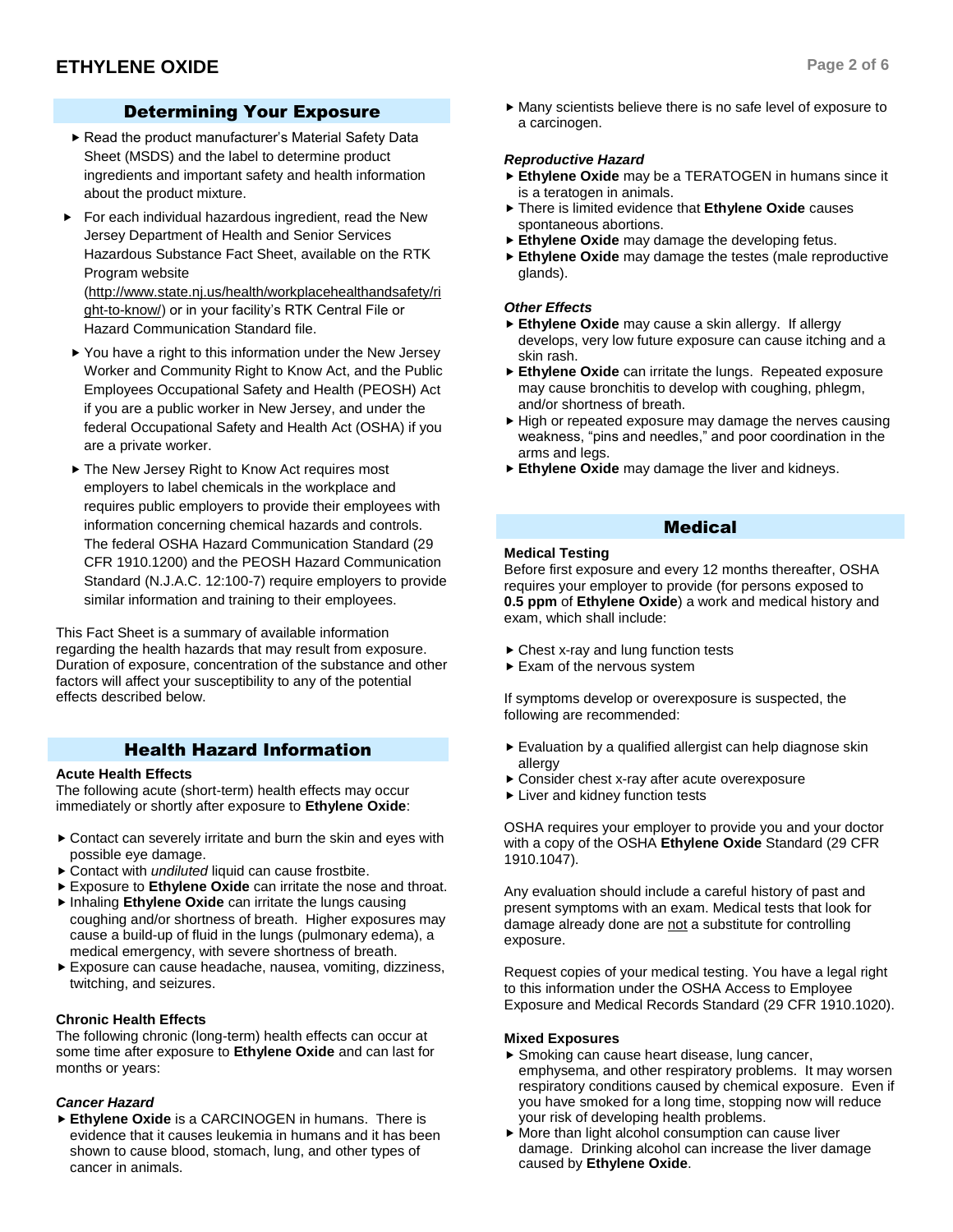## Determining Your Exposure

- Read the product manufacturer's Material Safety Data Sheet (MSDS) and the label to determine product ingredients and important safety and health information about the product mixture.
- For each individual hazardous ingredient, read the New Jersey Department of Health and Senior Services Hazardous Substance Fact Sheet, available on the RTK Program website (http://www.state.nj.us/health/workplacehealthandsafety/right-to-know/) or in your facility's RTK Central File or Hazard Communication Standard file.
- You have a right to this information under the New Jersey Worker and Community Right to Know Act, and the Public Employees Occupational Safety and Health (PEOSH) Act if you are a public worker in New Jersey, and under the federal Occupational Safety and Health Act (OSHA) if you are a private worker.
- The New Jersey Right to Know Act requires most employers to label chemicals in the workplace and requires public employers to provide their employees with information concerning chemical hazards and controls. The federal OSHA Hazard Communication Standard (29 CFR 1910.1200) and the PEOSH Hazard Communication Standard (N.J.A.C. 12:100-7) require employers to provide similar information and training to their employees.

This Fact Sheet is a summary of available information regarding the health hazards that may result from exposure. Duration of exposure, concentration of the substance and other factors will affect your susceptibility to any of the potential effects described below.

## Health Hazard Information

### Acute Health Effects

The following acute (short-term) health effects may occur immediately or shortly after exposure to **Ethylene Oxide**:

- Contact can severely irritate and burn the skin and eyes with possible eye damage.
- Contact with *undiluted* liquid can cause frostbite.
- Exposure to **Ethylene Oxide** can irritate the nose and throat.
- Inhaling **Ethylene Oxide** can irritate the lungs causing coughing and/or shortness of breath. Higher exposures may cause a build-up of fluid in the lungs (pulmonary edema), a medical emergency, with severe shortness of breath.
- Exposure can cause headache, nausea, vomiting, dizziness, twitching, and seizures.

### Chronic Health Effects

The following chronic (long-term) health effects can occur at some time after exposure to **Ethylene Oxide** and can last for months or years:

#### *Cancer Hazard*

- **Ethylene Oxide** is a CARCINOGEN in humans. There is evidence that it causes leukemia in humans and it has been shown to cause blood, stomach, lung, and other types of cancer in animals.
- Many scientists believe there is no safe level of exposure to a carcinogen.

#### *Reproductive Hazard*

- **Ethylene Oxide** may be a TERATOGEN in humans since it is a teratogen in animals.
- There is limited evidence that **Ethylene Oxide** causes spontaneous abortions.
- **Ethylene Oxide** may damage the developing fetus.
- **Ethylene Oxide** may damage the testes (male reproductive glands).

#### *Other Effects*

- **Ethylene Oxide** may cause a skin allergy. If allergy develops, very low future exposure can cause itching and a skin rash.
- **Ethylene Oxide** can irritate the lungs. Repeated exposure may cause bronchitis to develop with coughing, phlegm, and/or shortness of breath.
- High or repeated exposure may damage the nerves causing weakness, "pins and needles," and poor coordination in the arms and legs.
- **Ethylene Oxide** may damage the liver and kidneys.

## Medical

### Medical Testing

Before first exposure and every 12 months thereafter, OSHA requires your employer to provide (for persons exposed to **0.5 ppm** of **Ethylene Oxide**) a work and medical history and exam, which shall include:

- Chest x-ray and lung function tests
- Exam of the nervous system

If symptoms develop or overexposure is suspected, the following are recommended:

- Evaluation by a qualified allergist can help diagnose skin allergy
- Consider chest x-ray after acute overexposure
- Liver and kidney function tests

OSHA requires your employer to provide you and your doctor with a copy of the OSHA **Ethylene Oxide** Standard (29 CFR 1910.1047).

Any evaluation should include a careful history of past and present symptoms with an exam. Medical tests that look for damage already done are not a substitute for controlling exposure.

Request copies of your medical testing. You have a legal right to this information under the OSHA Access to Employee Exposure and Medical Records Standard (29 CFR 1910.1020).

### Mixed Exposures

- Smoking can cause heart disease, lung cancer, emphysema, and other respiratory problems. It may worsen respiratory conditions caused by chemical exposure. Even if you have smoked for a long time, stopping now will reduce your risk of developing health problems.
- More than light alcohol consumption can cause liver damage. Drinking alcohol can increase the liver damage caused by **Ethylene Oxide**.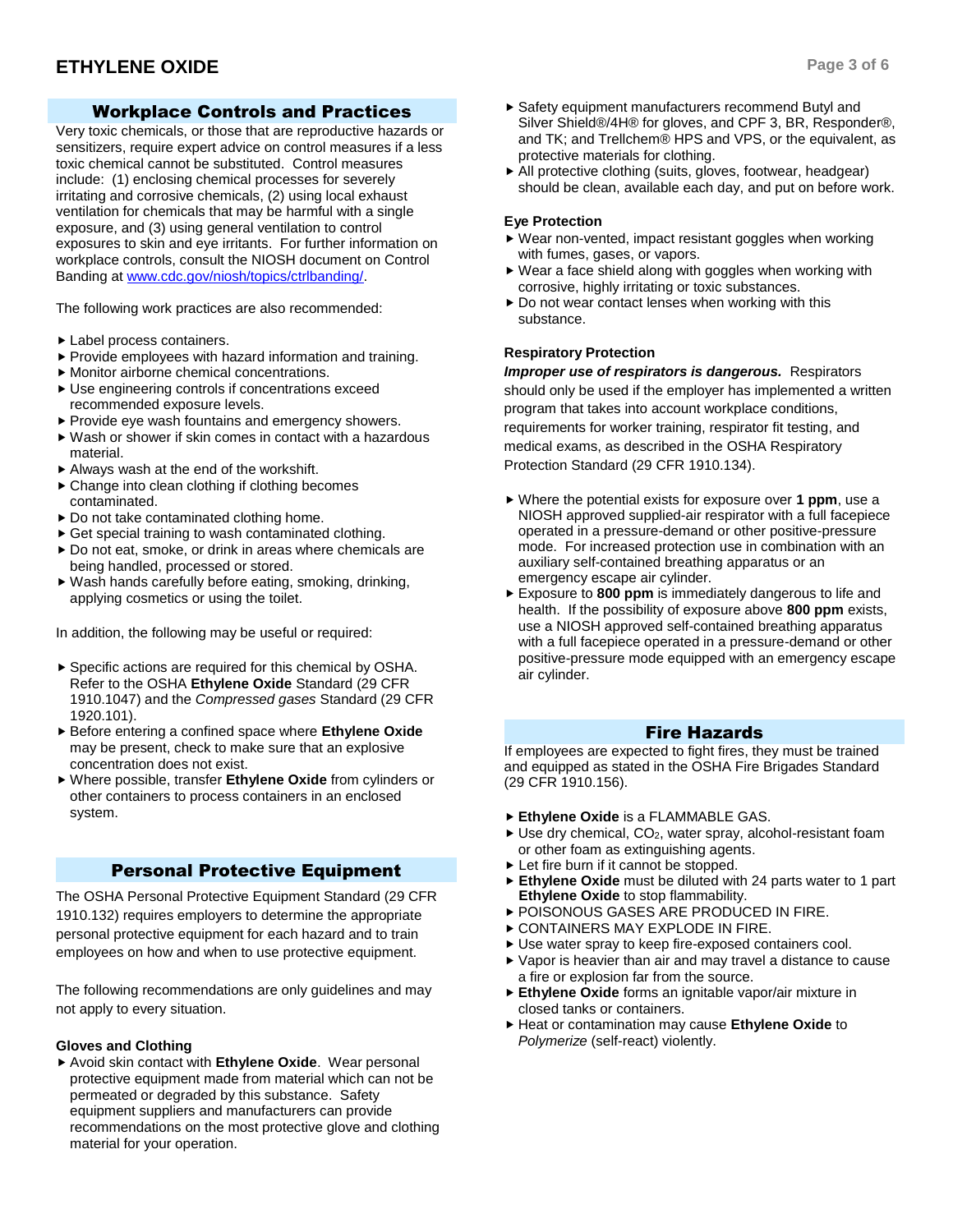## Workplace Controls and Practices

Very toxic chemicals, or those that are reproductive hazards or sensitizers, require expert advice on control measures if a less toxic chemical cannot be substituted. Control measures include: (1) enclosing chemical processes for severely irritating and corrosive chemicals, (2) using local exhaust ventilation for chemicals that may be harmful with a single exposure, and (3) using general ventilation to control exposures to skin and eye irritants. For further information on workplace controls, consult the NIOSH document on Control Banding at www.cdc.gov/niosh/topics/ctrlbanding/.

The following work practices are also recommended:

- Label process containers.
- Provide employees with hazard information and training.
- Monitor airborne chemical concentrations.
- Use engineering controls if concentrations exceed recommended exposure levels.
- Provide eye wash fountains and emergency showers.
- Wash or shower if skin comes in contact with a hazardous material.
- Always wash at the end of the workshift.
- Change into clean clothing if clothing becomes contaminated.
- Do not take contaminated clothing home.
- Get special training to wash contaminated clothing.
- Do not eat, smoke, or drink in areas where chemicals are being handled, processed or stored.
- Wash hands carefully before eating, smoking, drinking, applying cosmetics or using the toilet.

In addition, the following may be useful or required:

- Specific actions are required for this chemical by OSHA. Refer to the OSHA **Ethylene Oxide** Standard (29 CFR 1910.1047) and the *Compressed gases* Standard (29 CFR 1920.101).
- Before entering a confined space where **Ethylene Oxide** may be present, check to make sure that an explosive concentration does not exist.
- Where possible, transfer **Ethylene Oxide** from cylinders or other containers to process containers in an enclosed system.

## Personal Protective Equipment

The OSHA Personal Protective Equipment Standard (29 CFR 1910.132) requires employers to determine the appropriate personal protective equipment for each hazard and to train employees on how and when to use protective equipment.

The following recommendations are only guidelines and may not apply to every situation.

### Gloves and Clothing

- Avoid skin contact with **Ethylene Oxide**. Wear personal protective equipment made from material which can not be permeated or degraded by this substance. Safety equipment suppliers and manufacturers can provide recommendations on the most protective glove and clothing material for your operation.
- Safety equipment manufacturers recommend Butyl and Silver Shield®/4H® for gloves, and CPF 3, BR, Responder®, and TK; and Trellchem® HPS and VPS, or the equivalent, as protective materials for clothing.
- All protective clothing (suits, gloves, footwear, headgear) should be clean, available each day, and put on before work.

### Eye Protection

- Wear non-vented, impact resistant goggles when working with fumes, gases, or vapors.
- Wear a face shield along with goggles when working with corrosive, highly irritating or toxic substances.
- Do not wear contact lenses when working with this substance.

### Respiratory Protection

***Improper use of respirators is dangerous.*** Respirators should only be used if the employer has implemented a written program that takes into account workplace conditions, requirements for worker training, respirator fit testing, and medical exams, as described in the OSHA Respiratory Protection Standard (29 CFR 1910.134).

- Where the potential exists for exposure over **1 ppm**, use a NIOSH approved supplied-air respirator with a full facepiece operated in a pressure-demand or other positive-pressure mode. For increased protection use in combination with an auxiliary self-contained breathing apparatus or an emergency escape air cylinder.
- Exposure to **800 ppm** is immediately dangerous to life and health. If the possibility of exposure above **800 ppm** exists, use a NIOSH approved self-contained breathing apparatus with a full facepiece operated in a pressure-demand or other positive-pressure mode equipped with an emergency escape air cylinder.

## Fire Hazards

If employees are expected to fight fires, they must be trained and equipped as stated in the OSHA Fire Brigades Standard (29 CFR 1910.156).

- **Ethylene Oxide** is a FLAMMABLE GAS.
- Use dry chemical, $CO_2$, water spray, alcohol-resistant foam or other foam as extinguishing agents.
- Let fire burn if it cannot be stopped.
- **Ethylene Oxide** must be diluted with 24 parts water to 1 part **Ethylene Oxide** to stop flammability.
- POISONOUS GASES ARE PRODUCED IN FIRE.
- CONTAINERS MAY EXPLODE IN FIRE.
- Use water spray to keep fire-exposed containers cool.
- Vapor is heavier than air and may travel a distance to cause a fire or explosion far from the source.
- **Ethylene Oxide** forms an ignitable vapor/air mixture in closed tanks or containers.
- Heat or contamination may cause **Ethylene Oxide** to *Polymerize* (self-react) violently.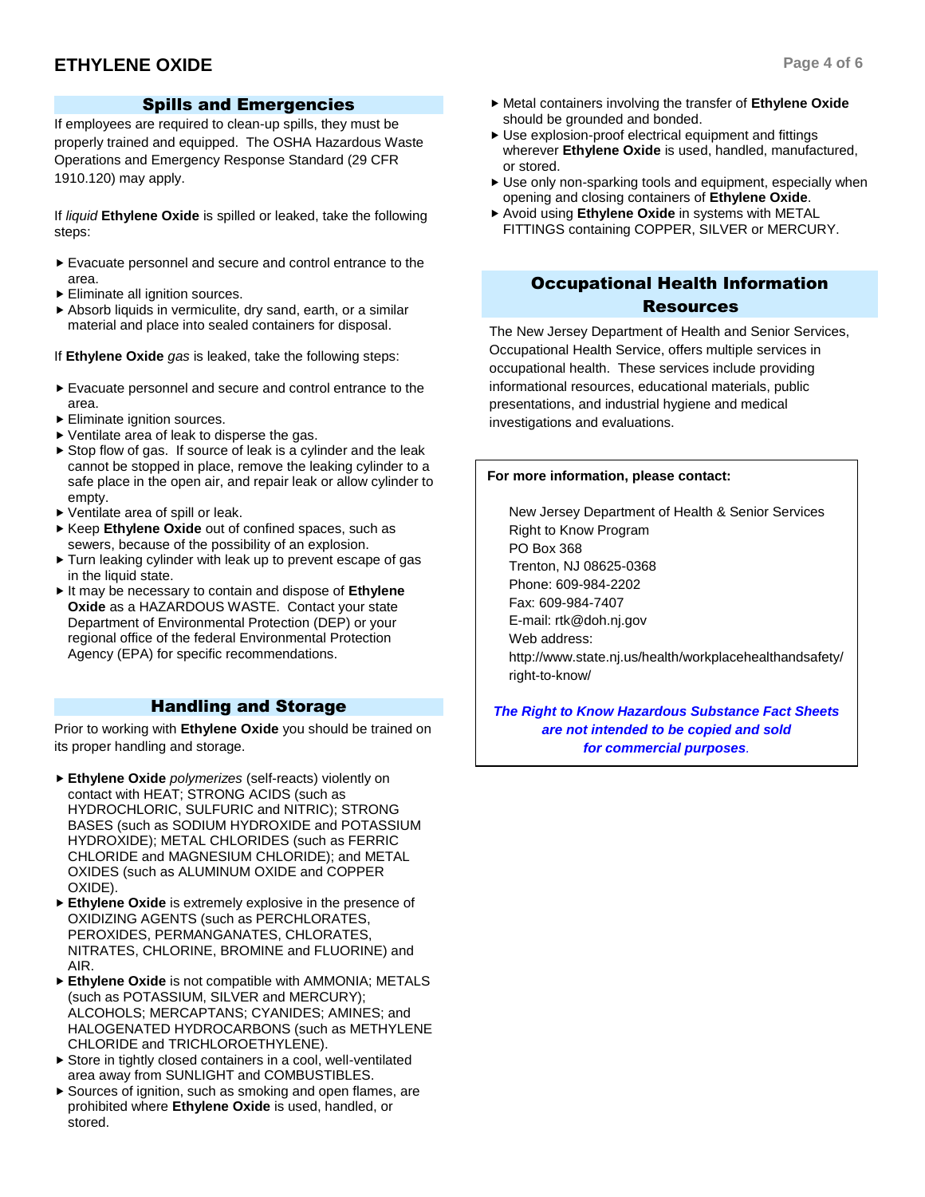## Spills and Emergencies

If employees are required to clean-up spills, they must be properly trained and equipped. The OSHA Hazardous Waste Operations and Emergency Response Standard (29 CFR 1910.120) may apply.

If *liquid* **Ethylene Oxide** is spilled or leaked, take the following steps:

- Evacuate personnel and secure and control entrance to the area.
- Eliminate all ignition sources.
- Absorb liquids in vermiculite, dry sand, earth, or a similar material and place into sealed containers for disposal.

If **Ethylene Oxide** *gas* is leaked, take the following steps:

- Evacuate personnel and secure and control entrance to the area.
- Eliminate ignition sources.
- Ventilate area of leak to disperse the gas.
- Stop flow of gas. If source of leak is a cylinder and the leak cannot be stopped in place, remove the leaking cylinder to a safe place in the open air, and repair leak or allow cylinder to empty.
- Ventilate area of spill or leak.
- Keep **Ethylene Oxide** out of confined spaces, such as sewers, because of the possibility of an explosion.
- Turn leaking cylinder with leak up to prevent escape of gas in the liquid state.
- It may be necessary to contain and dispose of **Ethylene Oxide** as a HAZARDOUS WASTE. Contact your state Department of Environmental Protection (DEP) or your regional office of the federal Environmental Protection Agency (EPA) for specific recommendations.

## Handling and Storage

Prior to working with **Ethylene Oxide** you should be trained on its proper handling and storage.

- **Ethylene Oxide** *polymerizes* (self-reacts) violently on contact with HEAT; STRONG ACIDS (such as HYDROCHLORIC, SULFURIC and NITRIC); STRONG BASES (such as SODIUM HYDROXIDE and POTASSIUM HYDROXIDE); METAL CHLORIDES (such as FERRIC CHLORIDE and MAGNESIUM CHLORIDE); and METAL OXIDES (such as ALUMINUM OXIDE and COPPER OXIDE).
- **Ethylene Oxide** is extremely explosive in the presence of OXIDIZING AGENTS (such as PERCHLORATES, PEROXIDES, PERMANGANATES, CHLORATES, NITRATES, CHLORINE, BROMINE and FLUORINE) and AIR.
- **Ethylene Oxide** is not compatible with AMMONIA; METALS (such as POTASSIUM, SILVER and MERCURY); ALCOHOLS; MERCAPTANS; CYANIDES; AMINES; and HALOGENATED HYDROCARBONS (such as METHYLENE CHLORIDE and TRICHLOROETHYLENE).
- Store in tightly closed containers in a cool, well-ventilated area away from SUNLIGHT and COMBUSTIBLES.
- Sources of ignition, such as smoking and open flames, are prohibited where **Ethylene Oxide** is used, handled, or stored.
- Metal containers involving the transfer of **Ethylene Oxide** should be grounded and bonded.
- Use explosion-proof electrical equipment and fittings wherever **Ethylene Oxide** is used, handled, manufactured, or stored.
- Use only non-sparking tools and equipment, especially when opening and closing containers of **Ethylene Oxide**.
- Avoid using **Ethylene Oxide** in systems with METAL FITTINGS containing COPPER, SILVER or MERCURY.

## Occupational Health Information Resources

The New Jersey Department of Health and Senior Services, Occupational Health Service, offers multiple services in occupational health. These services include providing informational resources, educational materials, public presentations, and industrial hygiene and medical investigations and evaluations.

**For more information, please contact:**

New Jersey Department of Health & Senior Services
Right to Know Program
PO Box 368
Trenton, NJ 08625-0368
Phone: 609-984-2202
Fax: 609-984-7407
E-mail: rtk@doh.nj.gov
Web address:
http://www.state.nj.us/health/workplacehealthandsafety/right-to-know/

***The Right to Know Hazardous Substance Fact Sheets are not intended to be copied and sold for commercial purposes.***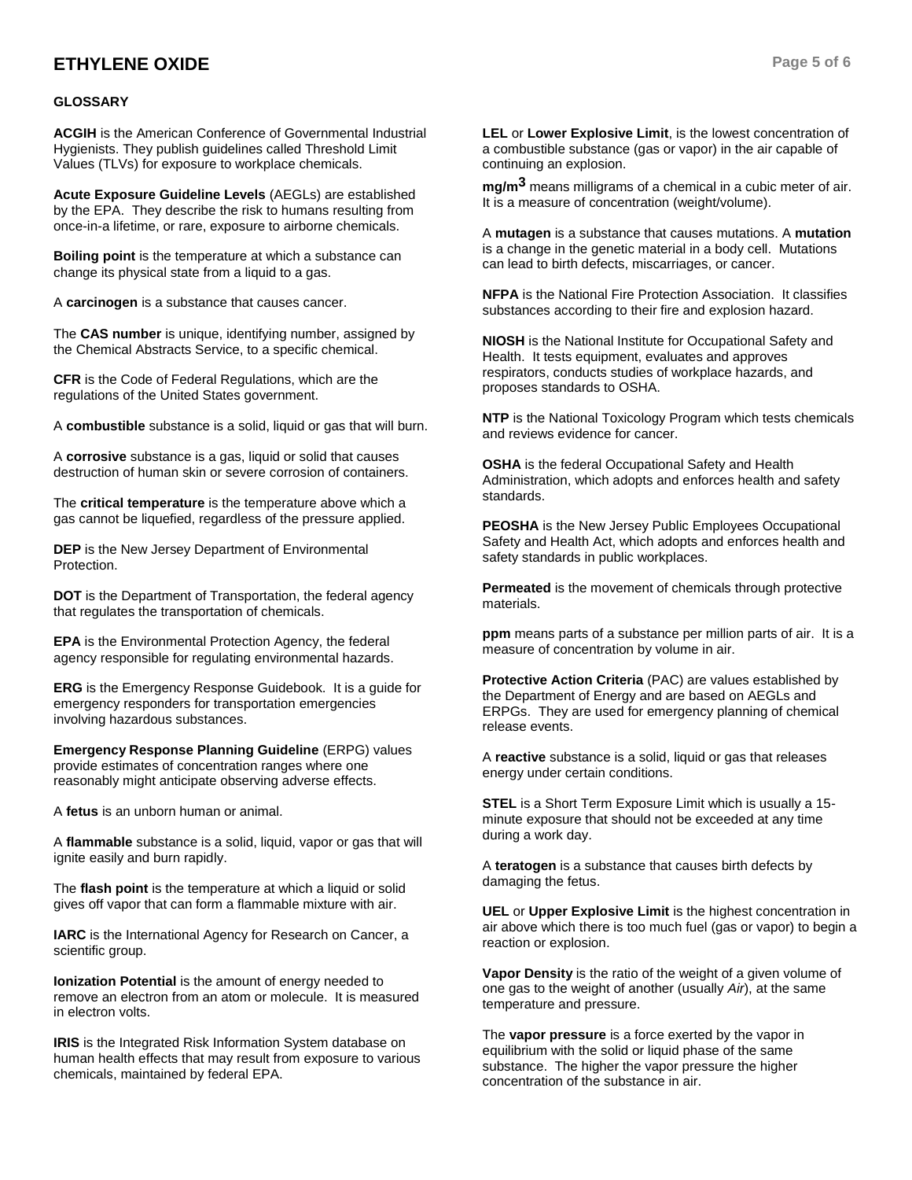## GLOSSARY

**ACGIH** is the American Conference of Governmental Industrial Hygienists. They publish guidelines called Threshold Limit Values (TLVs) for exposure to workplace chemicals.

**Acute Exposure Guideline Levels** (AEGLs) are established by the EPA. They describe the risk to humans resulting from once-in-a lifetime, or rare, exposure to airborne chemicals.

**Boiling point** is the temperature at which a substance can change its physical state from a liquid to a gas.

A **carcinogen** is a substance that causes cancer.

The **CAS number** is unique, identifying number, assigned by the Chemical Abstracts Service, to a specific chemical.

**CFR** is the Code of Federal Regulations, which are the regulations of the United States government.

A **combustible** substance is a solid, liquid or gas that will burn.

A **corrosive** substance is a gas, liquid or solid that causes destruction of human skin or severe corrosion of containers.

The **critical temperature** is the temperature above which a gas cannot be liquefied, regardless of the pressure applied.

**DEP** is the New Jersey Department of Environmental Protection.

**DOT** is the Department of Transportation, the federal agency that regulates the transportation of chemicals.

**EPA** is the Environmental Protection Agency, the federal agency responsible for regulating environmental hazards.

**ERG** is the Emergency Response Guidebook. It is a guide for emergency responders for transportation emergencies involving hazardous substances.

**Emergency Response Planning Guideline** (ERPG) values provide estimates of concentration ranges where one reasonably might anticipate observing adverse effects.

A **fetus** is an unborn human or animal.

A **flammable** substance is a solid, liquid, vapor or gas that will ignite easily and burn rapidly.

The **flash point** is the temperature at which a liquid or solid gives off vapor that can form a flammable mixture with air.

**IARC** is the International Agency for Research on Cancer, a scientific group.

**Ionization Potential** is the amount of energy needed to remove an electron from an atom or molecule. It is measured in electron volts.

**IRIS** is the Integrated Risk Information System database on human health effects that may result from exposure to various chemicals, maintained by federal EPA.

**LEL** or **Lower Explosive Limit**, is the lowest concentration of a combustible substance (gas or vapor) in the air capable of continuing an explosion.

**mg/m$^3$** means milligrams of a chemical in a cubic meter of air. It is a measure of concentration (weight/volume).

A **mutagen** is a substance that causes mutations. A **mutation** is a change in the genetic material in a body cell. Mutations can lead to birth defects, miscarriages, or cancer.

**NFPA** is the National Fire Protection Association. It classifies substances according to their fire and explosion hazard.

**NIOSH** is the National Institute for Occupational Safety and Health. It tests equipment, evaluates and approves respirators, conducts studies of workplace hazards, and proposes standards to OSHA.

**NTP** is the National Toxicology Program which tests chemicals and reviews evidence for cancer.

**OSHA** is the federal Occupational Safety and Health Administration, which adopts and enforces health and safety standards.

**PEOSHA** is the New Jersey Public Employees Occupational Safety and Health Act, which adopts and enforces health and safety standards in public workplaces.

**Permeated** is the movement of chemicals through protective materials.

**ppm** means parts of a substance per million parts of air. It is a measure of concentration by volume in air.

**Protective Action Criteria** (PAC) are values established by the Department of Energy and are based on AEGLs and ERPGs. They are used for emergency planning of chemical release events.

A **reactive** substance is a solid, liquid or gas that releases energy under certain conditions.

**STEL** is a Short Term Exposure Limit which is usually a 15-minute exposure that should not be exceeded at any time during a work day.

A **teratogen** is a substance that causes birth defects by damaging the fetus.

**UEL** or **Upper Explosive Limit** is the highest concentration in air above which there is too much fuel (gas or vapor) to begin a reaction or explosion.

**Vapor Density** is the ratio of the weight of a given volume of one gas to the weight of another (usually *Air*), at the same temperature and pressure.

The **vapor pressure** is a force exerted by the vapor in equilibrium with the solid or liquid phase of the same substance. The higher the vapor pressure the higher concentration of the substance in air.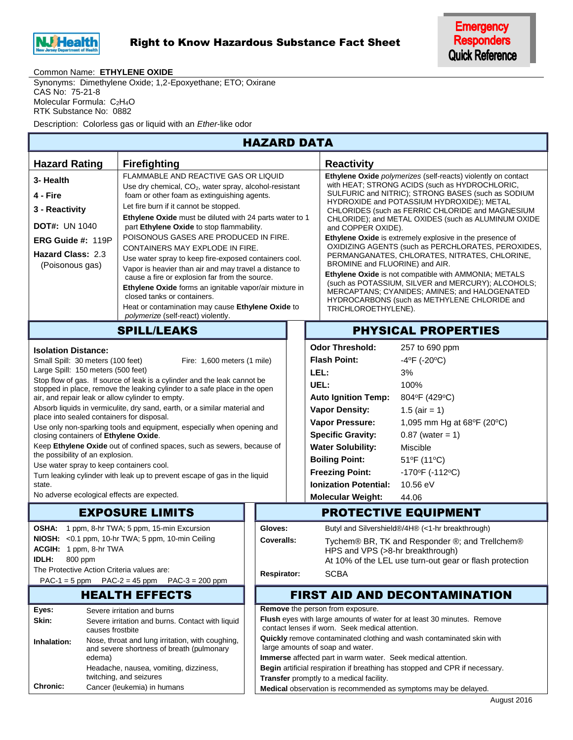# Right to Know Hazardous Substance Fact Sheet

**Emergency Responders Quick Reference**

Common Name: **ETHYLENE OXIDE**

Synonyms: Dimethylene Oxide; 1,2-Epoxyethane; ETO; Oxirane
CAS No: 75-21-8
Molecular Formula: $C_2H_4O$
RTK Substance No: 0882

Description: Colorless gas or liquid with an *Ether*-like odor

## HAZARD DATA

### Hazard Rating

**3- Health**

**4 - Fire**

**3 - Reactivity**

**DOT#:** UN 1040

**ERG Guide #:** 119P

**Hazard Class:** 2.3 (Poisonous gas)

### Firefighting

FLAMMABLE AND REACTIVE GAS OR LIQUID

Use dry chemical, $CO_2$, water spray, alcohol-resistant foam or other foam as extinguishing agents.

Let fire burn if it cannot be stopped.

**Ethylene Oxide** must be diluted with 24 parts water to 1 part **Ethylene Oxide** to stop flammability.

POISONOUS GASES ARE PRODUCED IN FIRE.

CONTAINERS MAY EXPLODE IN FIRE.

Use water spray to keep fire-exposed containers cool.

Vapor is heavier than air and may travel a distance to cause a fire or explosion far from the source.

**Ethylene Oxide** forms an ignitable vapor/air mixture in closed tanks or containers.

Heat or contamination may cause **Ethylene Oxide** to *polymerize* (self-react) violently.

### Reactivity

**Ethylene Oxide** *polymerizes* (self-reacts) violently on contact with HEAT; STRONG ACIDS (such as HYDROCHLORIC, SULFURIC and NITRIC); STRONG BASES (such as SODIUM HYDROXIDE and POTASSIUM HYDROXIDE); METAL CHLORIDES (such as FERRIC CHLORIDE and MAGNESIUM CHLORIDE); and METAL OXIDES (such as ALUMINUM OXIDE and COPPER OXIDE).

**Ethylene Oxide** is extremely explosive in the presence of OXIDIZING AGENTS (such as PERCHLORATES, PEROXIDES, PERMANGANATES, CHLORATES, NITRATES, CHLORINE, BROMINE and FLUORINE) and AIR.

**Ethylene Oxide** is not compatible with AMMONIA; METALS (such as POTASSIUM, SILVER and MERCURY); ALCOHOLS; MERCAPTANS; CYANIDES; AMINES; and HALOGENATED HYDROCARBONS (such as METHYLENE CHLORIDE and TRICHLOROETHYLENE).

## SPILL/LEAKS

**Isolation Distance:**

Small Spill: 30 meters (100 feet)
Large Spill: 150 meters (500 feet)
Fire: 1,600 meters (1 mile)

Stop flow of gas. If source of leak is a cylinder and the leak cannot be stopped in place, remove the leaking cylinder to a safe place in the open air, and repair leak or allow cylinder to empty.

Absorb liquids in vermiculite, dry sand, earth, or a similar material and place into sealed containers for disposal.

Use only non-sparking tools and equipment, especially when opening and closing containers of **Ethylene Oxide**.

Keep **Ethylene Oxide** out of confined spaces, such as sewers, because of the possibility of an explosion.

Use water spray to keep containers cool.

Turn leaking cylinder with leak up to prevent escape of gas in the liquid state.

No adverse ecological effects are expected.

## PHYSICAL PROPERTIES

| | |
|---|---|
| **Odor Threshold:** | 257 to 690 ppm |
| **Flash Point:** | -4°F (-20°C) |
| **LEL:** | 3% |
| **UEL:** | 100% |
| **Auto Ignition Temp:** | 804°F (429°C) |
| **Vapor Density:** | 1.5 (air = 1) |
| **Vapor Pressure:** | 1,095 mm Hg at 68°F (20°C) |
| **Specific Gravity:** | 0.87 (water = 1) |
| **Water Solubility:** | Miscible |
| **Boiling Point:** | 51°F (11°C) |
| **Freezing Point:** | -170°F (-112°C) |
| **Ionization Potential:** | 10.56 eV |
| **Molecular Weight:** | 44.06 |

## EXPOSURE LIMITS

**OSHA:** 1 ppm, 8-hr TWA; 5 ppm, 15-min Excursion
**NIOSH:** <0.1 ppm, 10-hr TWA; 5 ppm, 10-min Ceiling
**ACGIH:** 1 ppm, 8-hr TWA
**IDLH:** 800 ppm

The Protective Action Criteria values are:
PAC-1 = 5 ppm PAC-2 = 45 ppm PAC-3 = 200 ppm

## PROTECTIVE EQUIPMENT

| | |
|---|---|
| **Gloves:** | Butyl and Silvershield®/4H® (<1-hr breakthrough) |
| **Coveralls:** | Tychem® BR, TK and Responder ®; and Trellchem® HPS and VPS (>8-hr breakthrough) At 10% of the LEL use turn-out gear or flash protection |
| **Respirator:** | SCBA |

## HEALTH EFFECTS

| | |
|---|---|
| **Eyes:** | Severe irritation and burns |
| **Skin:** | Severe irritation and burns. Contact with liquid causes frostbite |
| **Inhalation:** | Nose, throat and lung irritation, with coughing, and severe shortness of breath (pulmonary edema) |
| | Headache, nausea, vomiting, dizziness, twitching, and seizures |
| **Chronic:** | Cancer (leukemia) in humans |

## FIRST AID AND DECONTAMINATION

**Remove** the person from exposure.

**Flush** eyes with large amounts of water for at least 30 minutes. Remove contact lenses if worn. Seek medical attention.

**Quickly** remove contaminated clothing and wash contaminated skin with large amounts of soap and water.

**Immerse** affected part in warm water. Seek medical attention.

**Begin** artificial respiration if breathing has stopped and CPR if necessary.

**Transfer** promptly to a medical facility.

**Medical** observation is recommended as symptoms may be delayed.

August 2016